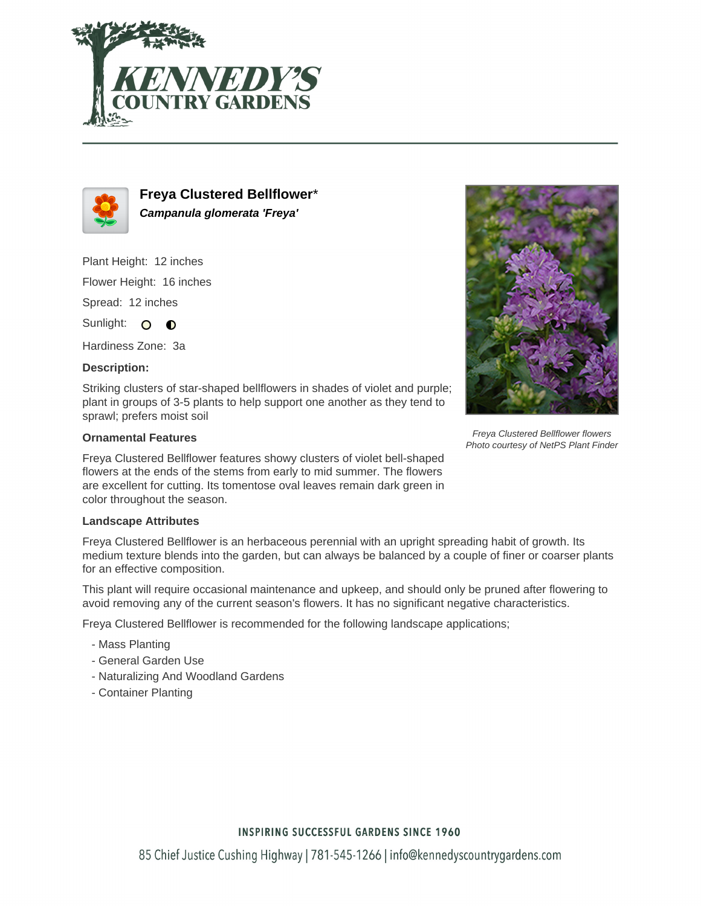# Freya Clustered Bellflower*

***Campanula glomerata 'Freya'***

Plant Height: 12 inches

Flower Height: 16 inches

Spread: 12 inches

Sunlight:

Hardiness Zone: 3a

**Description:**

Striking clusters of star-shaped bellflowers in shades of violet and purple; plant in groups of 3-5 plants to help support one another as they tend to sprawl; prefers moist soil

*Freya Clustered Bellflower flowers*
*Photo courtesy of NetPS Plant Finder*

### Ornamental Features

Freya Clustered Bellflower features showy clusters of violet bell-shaped flowers at the ends of the stems from early to mid summer. The flowers are excellent for cutting. Its tomentose oval leaves remain dark green in color throughout the season.

### Landscape Attributes

Freya Clustered Bellflower is an herbaceous perennial with an upright spreading habit of growth. Its medium texture blends into the garden, but can always be balanced by a couple of finer or coarser plants for an effective composition.

This plant will require occasional maintenance and upkeep, and should only be pruned after flowering to avoid removing any of the current season's flowers. It has no significant negative characteristics.

Freya Clustered Bellflower is recommended for the following landscape applications;

- Mass Planting
- General Garden Use
- Naturalizing And Woodland Gardens
- Container Planting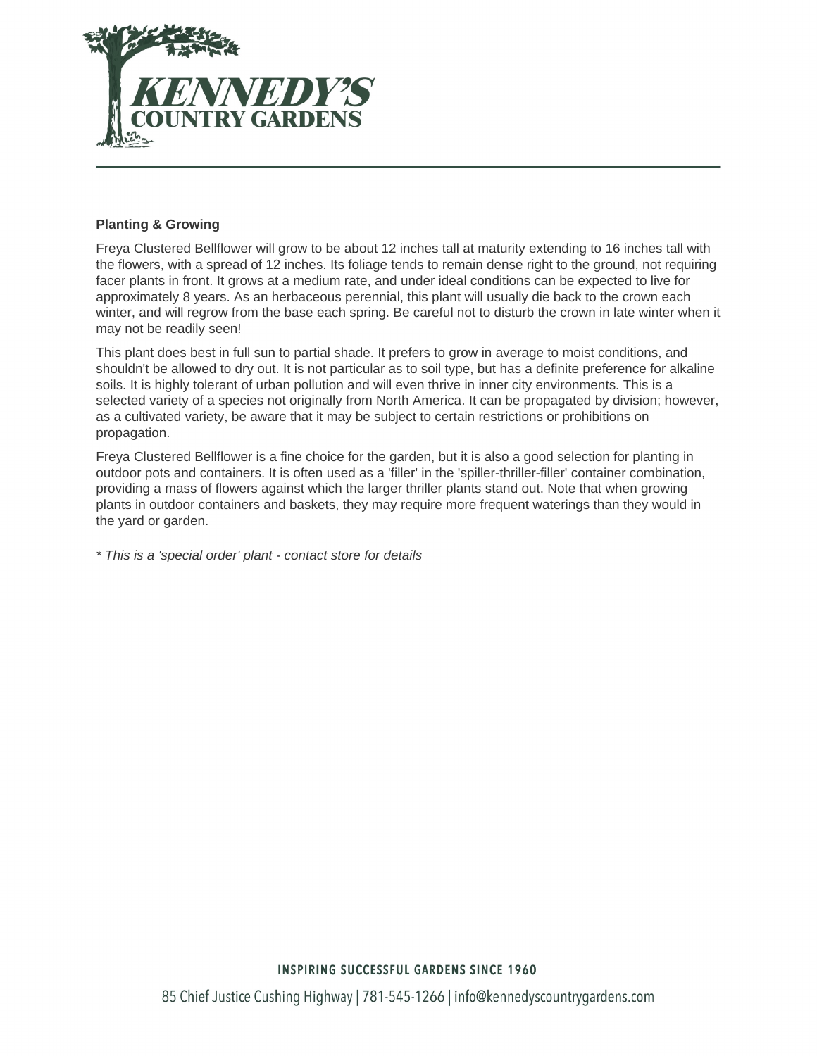**Planting & Growing**

Freya Clustered Bellflower will grow to be about 12 inches tall at maturity extending to 16 inches tall with the flowers, with a spread of 12 inches. Its foliage tends to remain dense right to the ground, not requiring facer plants in front. It grows at a medium rate, and under ideal conditions can be expected to live for approximately 8 years. As an herbaceous perennial, this plant will usually die back to the crown each winter, and will regrow from the base each spring. Be careful not to disturb the crown in late winter when it may not be readily seen!

This plant does best in full sun to partial shade. It prefers to grow in average to moist conditions, and shouldn't be allowed to dry out. It is not particular as to soil type, but has a definite preference for alkaline soils. It is highly tolerant of urban pollution and will even thrive in inner city environments. This is a selected variety of a species not originally from North America. It can be propagated by division; however, as a cultivated variety, be aware that it may be subject to certain restrictions or prohibitions on propagation.

Freya Clustered Bellflower is a fine choice for the garden, but it is also a good selection for planting in outdoor pots and containers. It is often used as a 'filler' in the 'spiller-thriller-filler' container combination, providing a mass of flowers against which the larger thriller plants stand out. Note that when growing plants in outdoor containers and baskets, they may require more frequent waterings than they would in the yard or garden.

*\* This is a 'special order' plant - contact store for details*